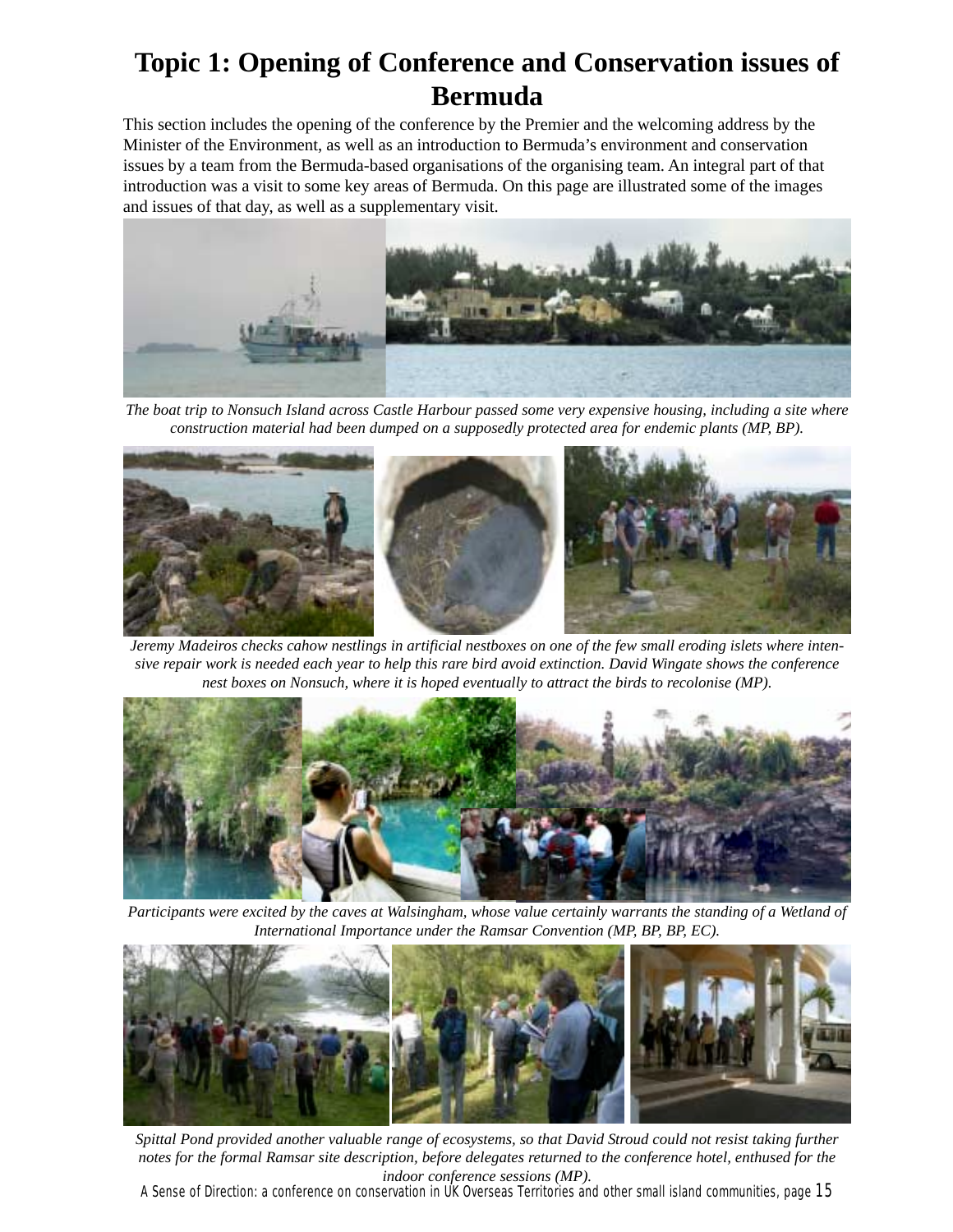# Topic 1: Opening of Conference and Conservation issues of Bermuda

This section includes the opening of the conference by the Premier and the welcoming address by the Minister of the Environment, as well as an introduction to Bermuda's environment and conservation issues by a team from the Bermuda-based organisations of the organising team. An integral part of that introduction was a visit to some key areas of Bermuda. On this page are illustrated some of the images and issues of that day, as well as a supplementary visit.

*The boat trip to Nonsuch Island across Castle Harbour passed some very expensive housing, including a site where construction material had been dumped on a supposedly protected area for endemic plants (MP, BP).*

*Jeremy Madeiros checks cahow nestlings in artificial nestboxes on one of the few small eroding islets where intensive repair work is needed each year to help this rare bird avoid extinction. David Wingate shows the conference nest boxes on Nonsuch, where it is hoped eventually to attract the birds to recolonise (MP).*

*Participants were excited by the caves at Walsingham, whose value certainly warrants the standing of a Wetland of International Importance under the Ramsar Convention (MP, BP, BP, EC).*

*Spittal Pond provided another valuable range of ecosystems, so that David Stroud could not resist taking further notes for the formal Ramsar site description, before delegates returned to the conference hotel, enthused for the indoor conference sessions (MP).*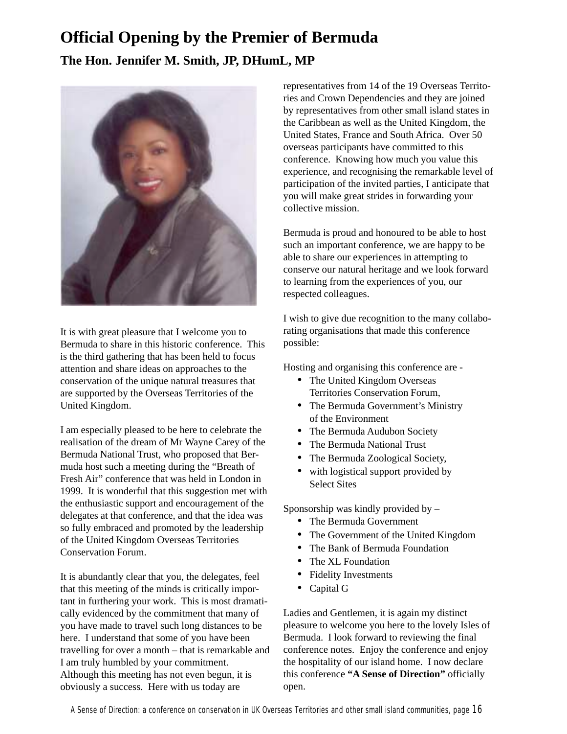# Official Opening by the Premier of Bermuda

## The Hon. Jennifer M. Smith, JP, DHumL, MP

It is with great pleasure that I welcome you to Bermuda to share in this historic conference. This is the third gathering that has been held to focus attention and share ideas on approaches to the conservation of the unique natural treasures that are supported by the Overseas Territories of the United Kingdom.

I am especially pleased to be here to celebrate the realisation of the dream of Mr Wayne Carey of the Bermuda National Trust, who proposed that Bermuda host such a meeting during the "Breath of Fresh Air" conference that was held in London in 1999. It is wonderful that this suggestion met with the enthusiastic support and encouragement of the delegates at that conference, and that the idea was so fully embraced and promoted by the leadership of the United Kingdom Overseas Territories Conservation Forum.

It is abundantly clear that you, the delegates, feel that this meeting of the minds is critically important in furthering your work. This is most dramatically evidenced by the commitment that many of you have made to travel such long distances to be here. I understand that some of you have been travelling for over a month – that is remarkable and I am truly humbled by your commitment. Although this meeting has not even begun, it is obviously a success. Here with us today are representatives from 14 of the 19 Overseas Territories and Crown Dependencies and they are joined by representatives from other small island states in the Caribbean as well as the United Kingdom, the United States, France and South Africa. Over 50 overseas participants have committed to this conference. Knowing how much you value this experience, and recognising the remarkable level of participation of the invited parties, I anticipate that you will make great strides in forwarding your collective mission.

Bermuda is proud and honoured to be able to host such an important conference, we are happy to be able to share our experiences in attempting to conserve our natural heritage and we look forward to learning from the experiences of you, our respected colleagues.

I wish to give due recognition to the many collaborating organisations that made this conference possible:

Hosting and organising this conference are -

- The United Kingdom Overseas Territories Conservation Forum,
- The Bermuda Government's Ministry of the Environment
- The Bermuda Audubon Society
- The Bermuda National Trust
- The Bermuda Zoological Society,
- with logistical support provided by Select Sites

Sponsorship was kindly provided by –

- The Bermuda Government
- The Government of the United Kingdom
- The Bank of Bermuda Foundation
- The XL Foundation
- Fidelity Investments
- Capital G

Ladies and Gentlemen, it is again my distinct pleasure to welcome you here to the lovely Isles of Bermuda. I look forward to reviewing the final conference notes. Enjoy the conference and enjoy the hospitality of our island home. I now declare this conference **"A Sense of Direction"** officially open.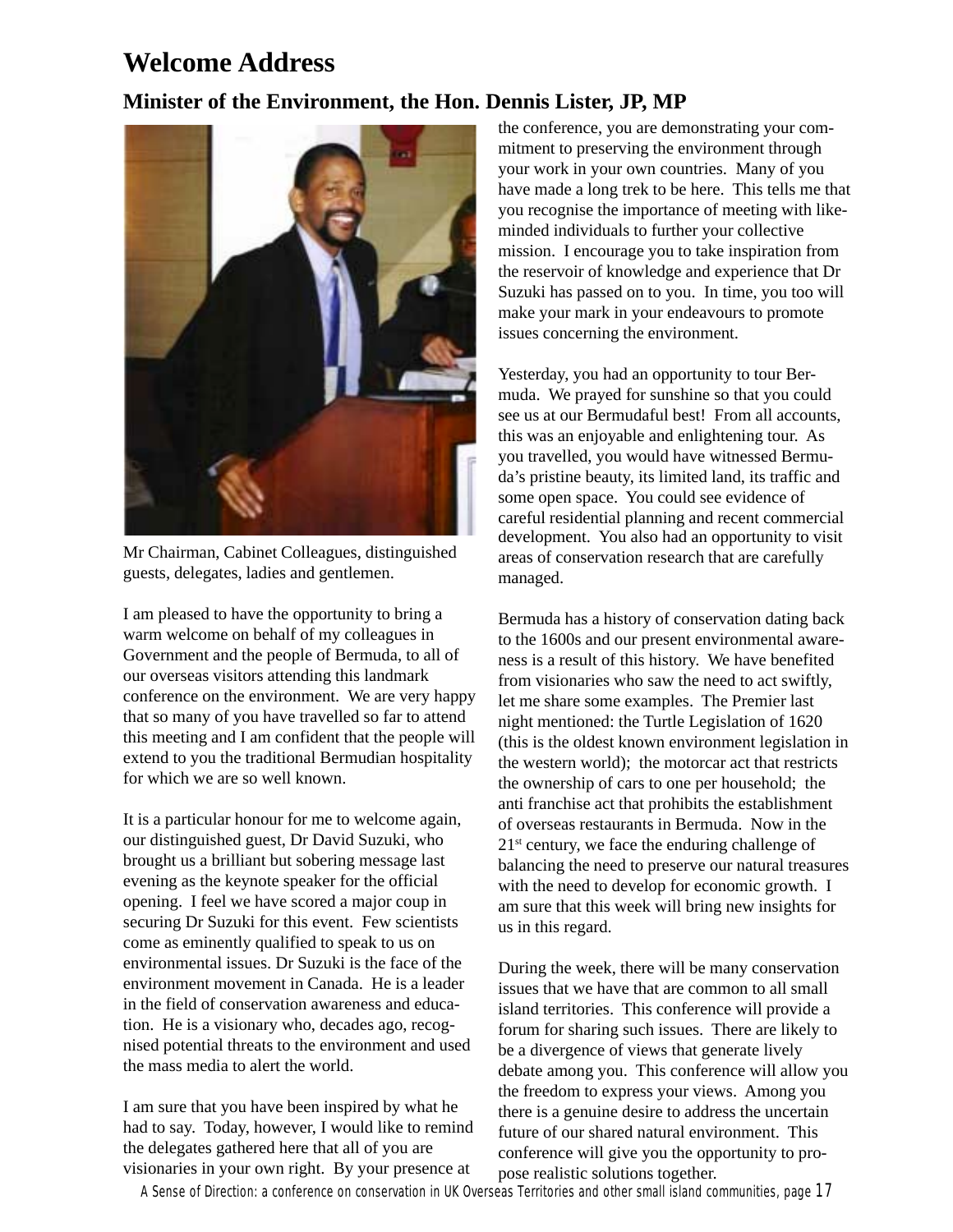# Welcome Address

## Minister of the Environment, the Hon. Dennis Lister, JP, MP

Mr Chairman, Cabinet Colleagues, distinguished guests, delegates, ladies and gentlemen.

I am pleased to have the opportunity to bring a warm welcome on behalf of my colleagues in Government and the people of Bermuda, to all of our overseas visitors attending this landmark conference on the environment. We are very happy that so many of you have travelled so far to attend this meeting and I am confident that the people will extend to you the traditional Bermudian hospitality for which we are so well known.

It is a particular honour for me to welcome again, our distinguished guest, Dr David Suzuki, who brought us a brilliant but sobering message last evening as the keynote speaker for the official opening. I feel we have scored a major coup in securing Dr Suzuki for this event. Few scientists come as eminently qualified to speak to us on environmental issues. Dr Suzuki is the face of the environment movement in Canada. He is a leader in the field of conservation awareness and education. He is a visionary who, decades ago, recognised potential threats to the environment and used the mass media to alert the world.

I am sure that you have been inspired by what he had to say. Today, however, I would like to remind the delegates gathered here that all of you are visionaries in your own right. By your presence at the conference, you are demonstrating your commitment to preserving the environment through your work in your own countries. Many of you have made a long trek to be here. This tells me that you recognise the importance of meeting with like-minded individuals to further your collective mission. I encourage you to take inspiration from the reservoir of knowledge and experience that Dr Suzuki has passed on to you. In time, you too will make your mark in your endeavours to promote issues concerning the environment.

Yesterday, you had an opportunity to tour Bermuda. We prayed for sunshine so that you could see us at our Bermudaful best! From all accounts, this was an enjoyable and enlightening tour. As you travelled, you would have witnessed Bermuda's pristine beauty, its limited land, its traffic and some open space. You could see evidence of careful residential planning and recent commercial development. You also had an opportunity to visit areas of conservation research that are carefully managed.

Bermuda has a history of conservation dating back to the 1600s and our present environmental awareness is a result of this history. We have benefited from visionaries who saw the need to act swiftly, let me share some examples. The Premier last night mentioned: the Turtle Legislation of 1620 (this is the oldest known environment legislation in the western world); the motorcar act that restricts the ownership of cars to one per household; the anti franchise act that prohibits the establishment of overseas restaurants in Bermuda. Now in the 21st century, we face the enduring challenge of balancing the need to preserve our natural treasures with the need to develop for economic growth. I am sure that this week will bring new insights for us in this regard.

During the week, there will be many conservation issues that we have that are common to all small island territories. This conference will provide a forum for sharing such issues. There are likely to be a divergence of views that generate lively debate among you. This conference will allow you the freedom to express your views. Among you there is a genuine desire to address the uncertain future of our shared natural environment. This conference will give you the opportunity to propose realistic solutions together.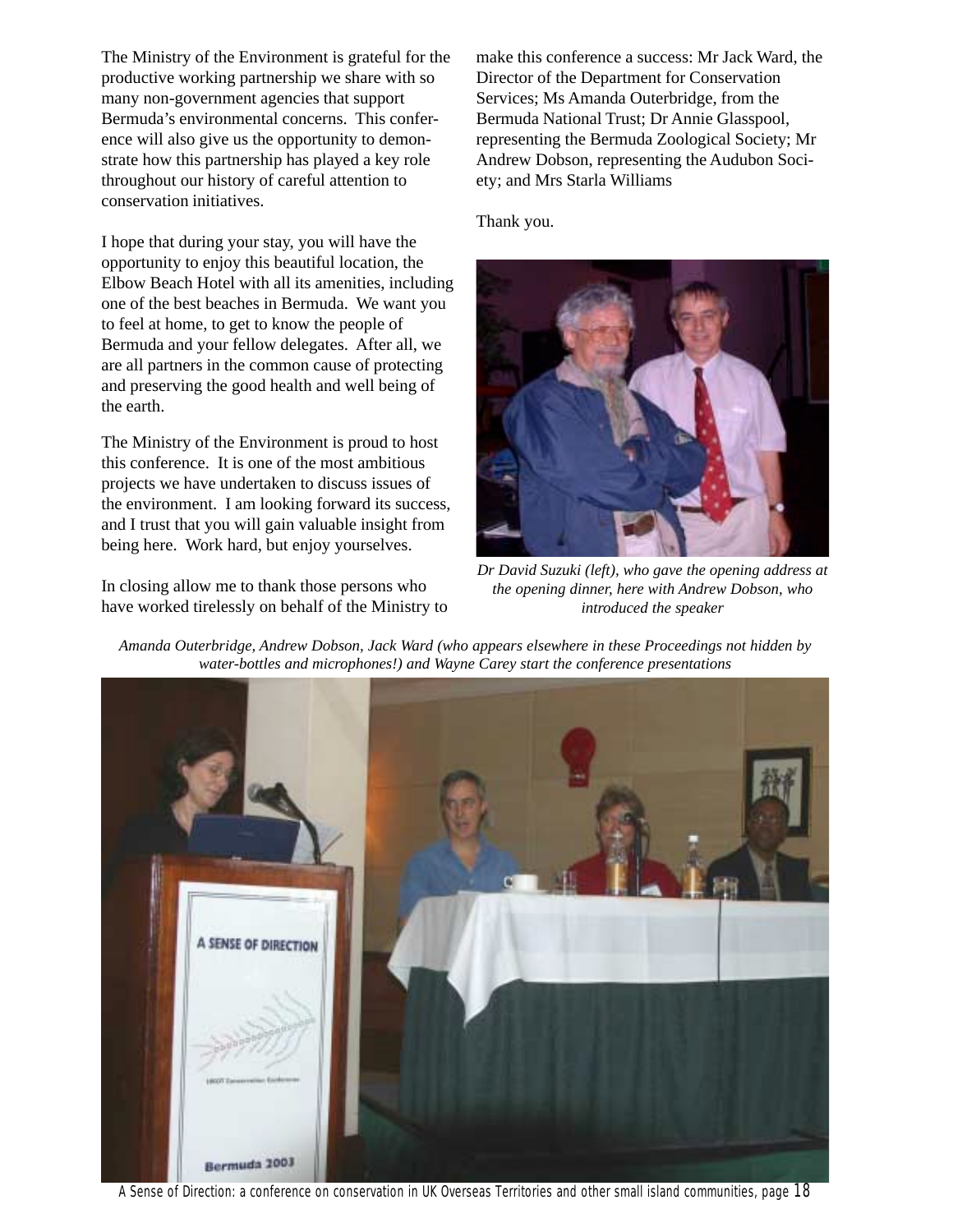The Ministry of the Environment is grateful for the productive working partnership we share with so many non-government agencies that support Bermuda's environmental concerns. This conference will also give us the opportunity to demonstrate how this partnership has played a key role throughout our history of careful attention to conservation initiatives.

I hope that during your stay, you will have the opportunity to enjoy this beautiful location, the Elbow Beach Hotel with all its amenities, including one of the best beaches in Bermuda. We want you to feel at home, to get to know the people of Bermuda and your fellow delegates. After all, we are all partners in the common cause of protecting and preserving the good health and well being of the earth.

The Ministry of the Environment is proud to host this conference. It is one of the most ambitious projects we have undertaken to discuss issues of the environment. I am looking forward its success, and I trust that you will gain valuable insight from being here. Work hard, but enjoy yourselves.

In closing allow me to thank those persons who have worked tirelessly on behalf of the Ministry to make this conference a success: Mr Jack Ward, the Director of the Department for Conservation Services; Ms Amanda Outerbridge, from the Bermuda National Trust; Dr Annie Glasspool, representing the Bermuda Zoological Society; Mr Andrew Dobson, representing the Audubon Society; and Mrs Starla Williams

Thank you.

*Dr David Suzuki (left), who gave the opening address at the opening dinner, here with Andrew Dobson, who introduced the speaker*

*Amanda Outerbridge, Andrew Dobson, Jack Ward (who appears elsewhere in these Proceedings not hidden by water-bottles and microphones!) and Wayne Carey start the conference presentations*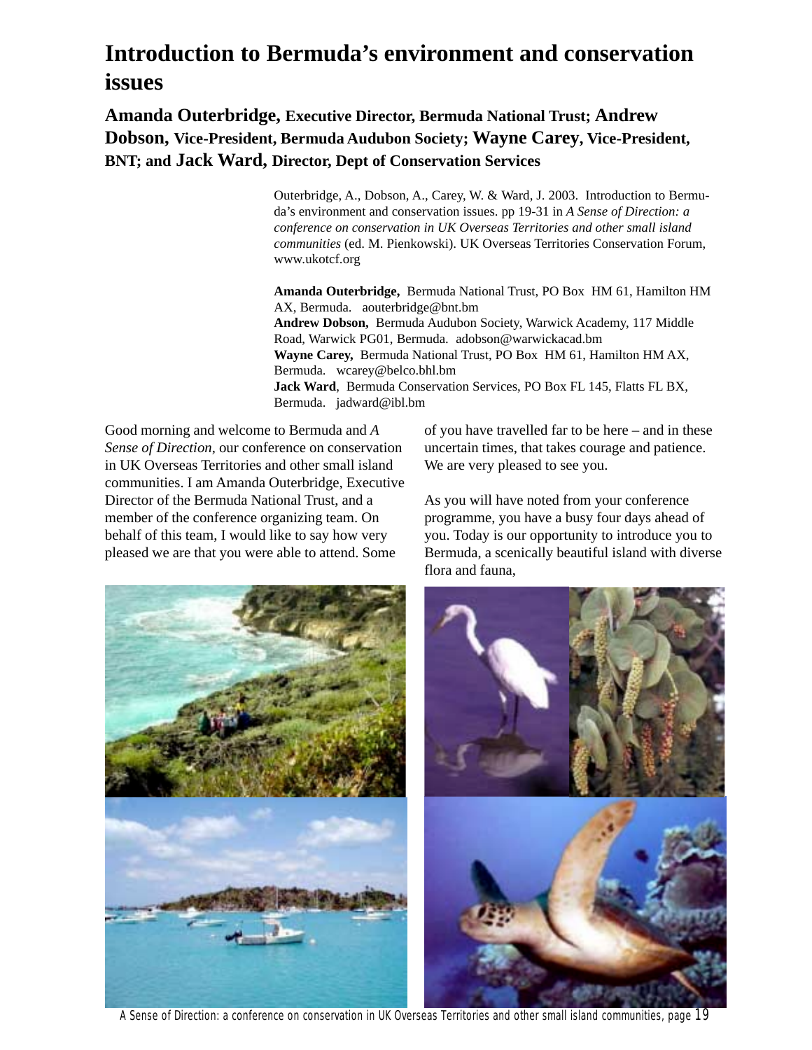# Introduction to Bermuda's environment and conservation issues

**Amanda Outerbridge, Executive Director, Bermuda National Trust; Andrew Dobson, Vice-President, Bermuda Audubon Society; Wayne Carey, Vice-President, BNT; and Jack Ward, Director, Dept of Conservation Services**

Outerbridge, A., Dobson, A., Carey, W. & Ward, J. 2003. Introduction to Bermuda's environment and conservation issues. pp 19-31 in *A Sense of Direction: a conference on conservation in UK Overseas Territories and other small island communities* (ed. M. Pienkowski). UK Overseas Territories Conservation Forum, www.ukotcf.org

**Amanda Outerbridge,** Bermuda National Trust, PO Box HM 61, Hamilton HM AX, Bermuda. aouterbridge@bnt.bm
**Andrew Dobson,** Bermuda Audubon Society, Warwick Academy, 117 Middle Road, Warwick PG01, Bermuda. adobson@warwickacad.bm
**Wayne Carey,** Bermuda National Trust, PO Box HM 61, Hamilton HM AX, Bermuda. wcarey@belco.bhl.bm
**Jack Ward**, Bermuda Conservation Services, PO Box FL 145, Flatts FL BX, Bermuda. jadward@ibl.bm

Good morning and welcome to Bermuda and *A Sense of Direction*, our conference on conservation in UK Overseas Territories and other small island communities. I am Amanda Outerbridge, Executive Director of the Bermuda National Trust, and a member of the conference organizing team. On behalf of this team, I would like to say how very pleased we are that you were able to attend. Some of you have travelled far to be here – and in these uncertain times, that takes courage and patience. We are very pleased to see you.

As you will have noted from your conference programme, you have a busy four days ahead of you. Today is our opportunity to introduce you to Bermuda, a scenically beautiful island with diverse flora and fauna,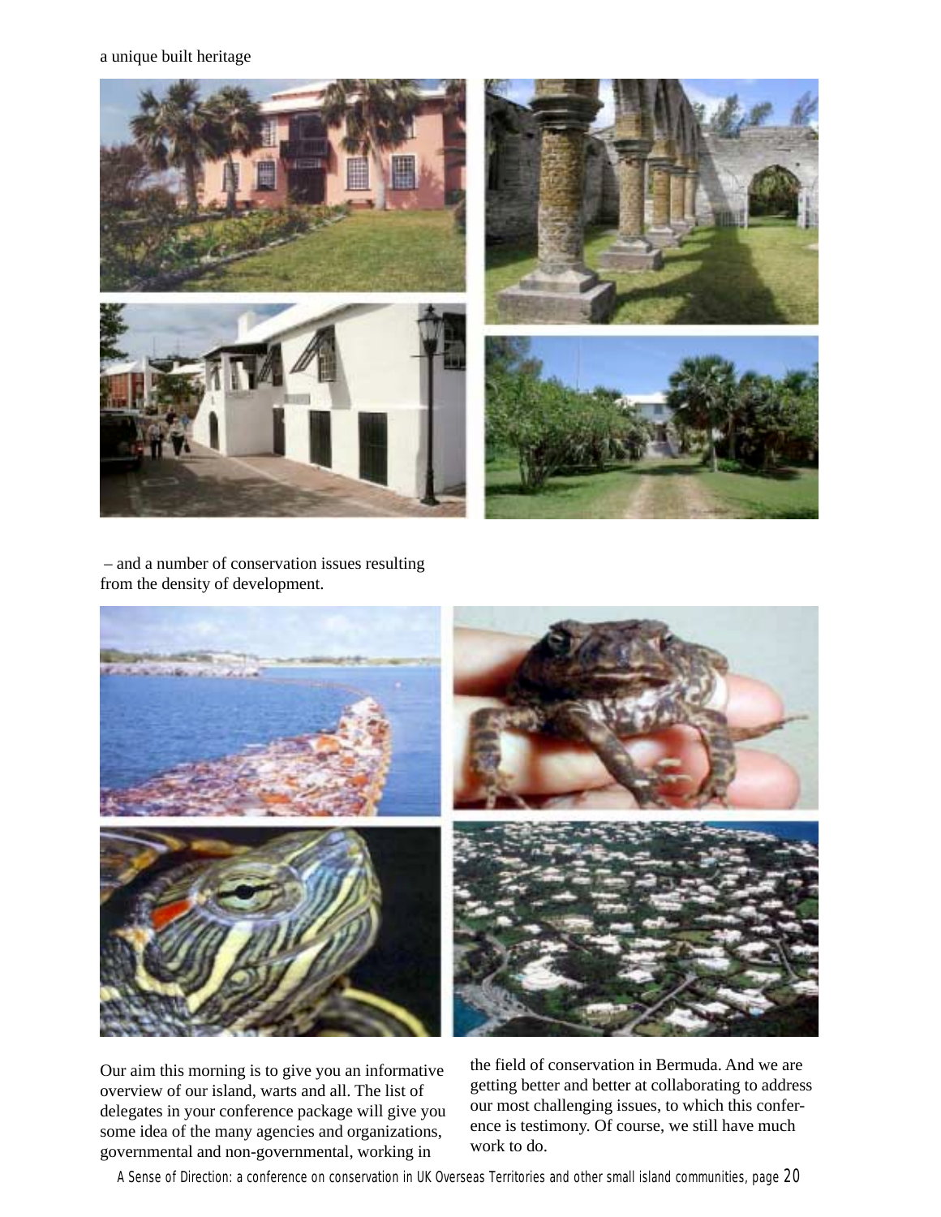a unique built heritage

– and a number of conservation issues resulting from the density of development.

Our aim this morning is to give you an informative overview of our island, warts and all. The list of delegates in your conference package will give you some idea of the many agencies and organizations, governmental and non-governmental, working in the field of conservation in Bermuda. And we are getting better and better at collaborating to address our most challenging issues, to which this conference is testimony. Of course, we still have much work to do.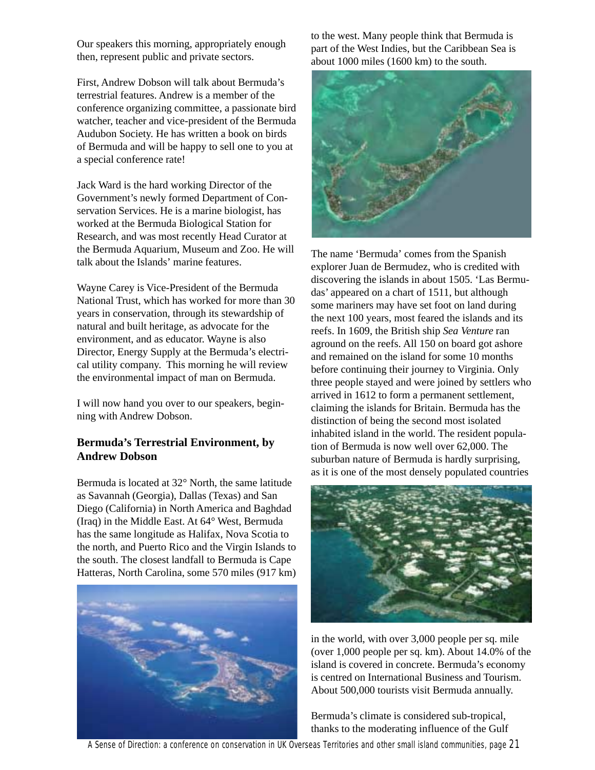Our speakers this morning, appropriately enough then, represent public and private sectors.

First, Andrew Dobson will talk about Bermuda's terrestrial features. Andrew is a member of the conference organizing committee, a passionate bird watcher, teacher and vice-president of the Bermuda Audubon Society. He has written a book on birds of Bermuda and will be happy to sell one to you at a special conference rate!

Jack Ward is the hard working Director of the Government's newly formed Department of Conservation Services. He is a marine biologist, has worked at the Bermuda Biological Station for Research, and was most recently Head Curator at the Bermuda Aquarium, Museum and Zoo. He will talk about the Islands' marine features.

Wayne Carey is Vice-President of the Bermuda National Trust, which has worked for more than 30 years in conservation, through its stewardship of natural and built heritage, as advocate for the environment, and as educator. Wayne is also Director, Energy Supply at the Bermuda's electrical utility company. This morning he will review the environmental impact of man on Bermuda.

I will now hand you over to our speakers, beginning with Andrew Dobson.

## Bermuda's Terrestrial Environment, by Andrew Dobson

Bermuda is located at 32° North, the same latitude as Savannah (Georgia), Dallas (Texas) and San Diego (California) in North America and Baghdad (Iraq) in the Middle East. At 64° West, Bermuda has the same longitude as Halifax, Nova Scotia to the north, and Puerto Rico and the Virgin Islands to the south. The closest landfall to Bermuda is Cape Hatteras, North Carolina, some 570 miles (917 km) to the west. Many people think that Bermuda is part of the West Indies, but the Caribbean Sea is about 1000 miles (1600 km) to the south.

The name 'Bermuda' comes from the Spanish explorer Juan de Bermudez, who is credited with discovering the islands in about 1505. 'Las Bermudas' appeared on a chart of 1511, but although some mariners may have set foot on land during the next 100 years, most feared the islands and its reefs. In 1609, the British ship *Sea Venture* ran aground on the reefs. All 150 on board got ashore and remained on the island for some 10 months before continuing their journey to Virginia. Only three people stayed and were joined by settlers who arrived in 1612 to form a permanent settlement, claiming the islands for Britain. Bermuda has the distinction of being the second most isolated inhabited island in the world. The resident population of Bermuda is now well over 62,000. The suburban nature of Bermuda is hardly surprising, as it is one of the most densely populated countries in the world, with over 3,000 people per sq. mile (over 1,000 people per sq. km). About 14.0% of the island is covered in concrete. Bermuda's economy is centred on International Business and Tourism. About 500,000 tourists visit Bermuda annually.

Bermuda's climate is considered sub-tropical, thanks to the moderating influence of the Gulf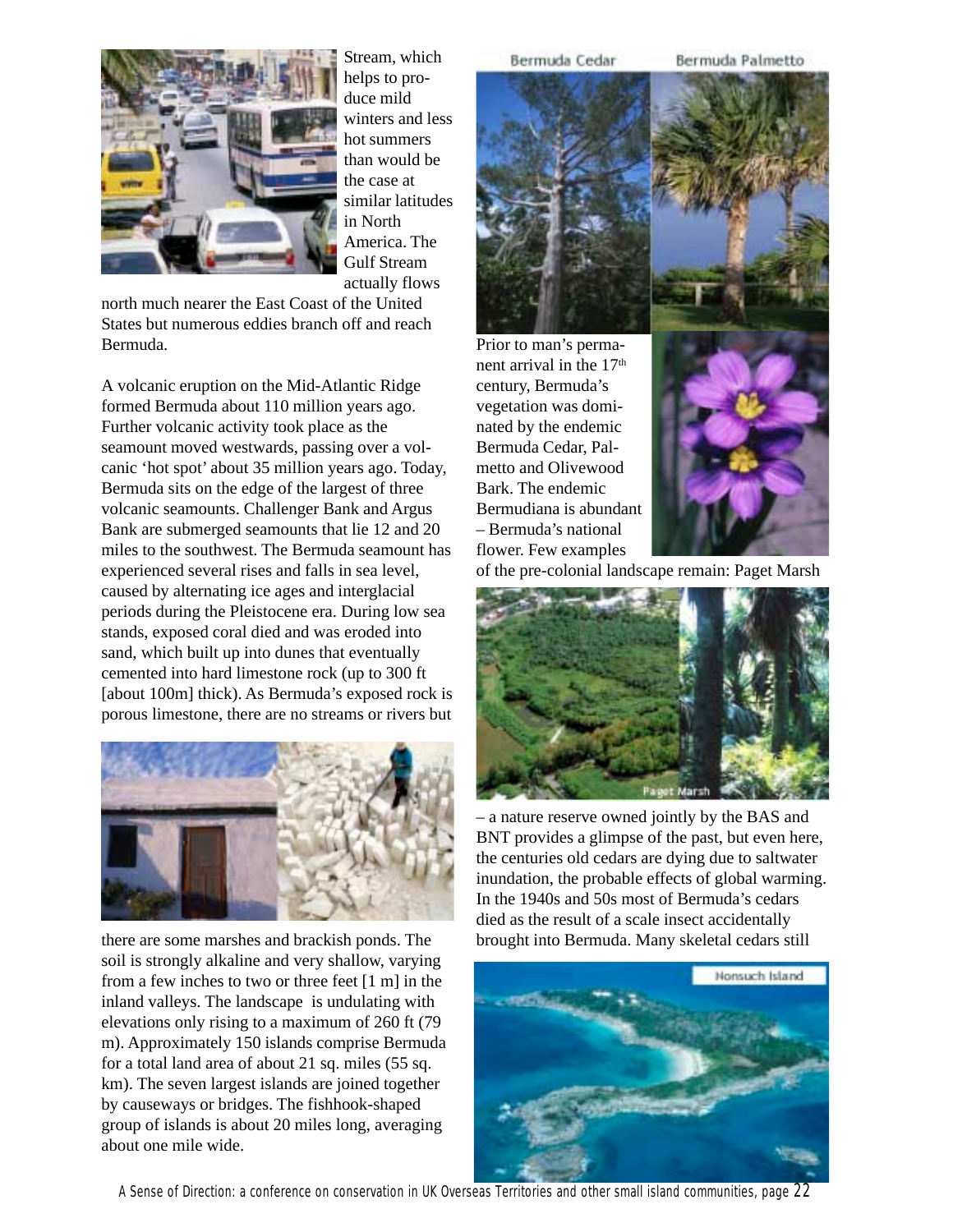Stream, which helps to produce mild winters and less hot summers than would be the case at similar latitudes in North America. The Gulf Stream actually flows north much nearer the East Coast of the United States but numerous eddies branch off and reach Bermuda.

A volcanic eruption on the Mid-Atlantic Ridge formed Bermuda about 110 million years ago. Further volcanic activity took place as the seamount moved westwards, passing over a volcanic 'hot spot' about 35 million years ago. Today, Bermuda sits on the edge of the largest of three volcanic seamounts. Challenger Bank and Argus Bank are submerged seamounts that lie 12 and 20 miles to the southwest. The Bermuda seamount has experienced several rises and falls in sea level, caused by alternating ice ages and interglacial periods during the Pleistocene era. During low sea stands, exposed coral died and was eroded into sand, which built up into dunes that eventually cemented into hard limestone rock (up to 300 ft [about 100m] thick). As Bermuda's exposed rock is porous limestone, there are no streams or rivers but there are some marshes and brackish ponds. The soil is strongly alkaline and very shallow, varying from a few inches to two or three feet [1 m] in the inland valleys. The landscape is undulating with elevations only rising to a maximum of 260 ft (79 m). Approximately 150 islands comprise Bermuda for a total land area of about 21 sq. miles (55 sq. km). The seven largest islands are joined together by causeways or bridges. The fishhook-shaped group of islands is about 20 miles long, averaging about one mile wide.

Bermuda Cedar Bermuda Palmetto

Prior to man's permanent arrival in the 17th century, Bermuda's vegetation was dominated by the endemic Bermuda Cedar, Palmetto and Olivewood Bark. The endemic Bermudiana is abundant – Bermuda's national flower. Few examples of the pre-colonial landscape remain: Paget Marsh – a nature reserve owned jointly by the BAS and BNT provides a glimpse of the past, but even here, the centuries old cedars are dying due to saltwater inundation, the probable effects of global warming. In the 1940s and 50s most of Bermuda's cedars died as the result of a scale insect accidentally brought into Bermuda. Many skeletal cedars still

Paget Marsh

Nonsuch Island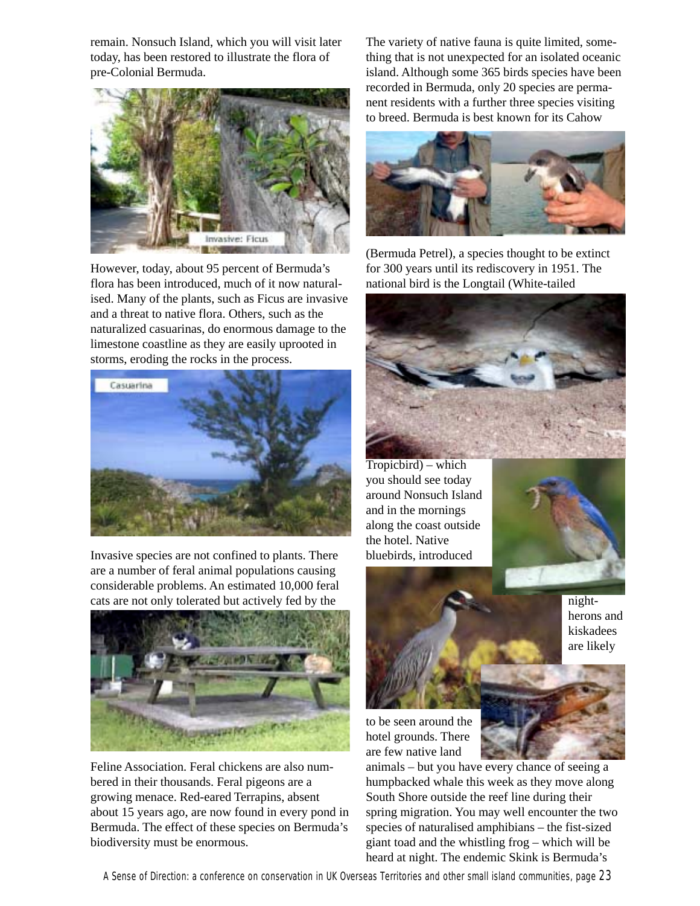remain. Nonsuch Island, which you will visit later today, has been restored to illustrate the flora of pre-Colonial Bermuda.

Invasive: Ficus

However, today, about 95 percent of Bermuda's flora has been introduced, much of it now naturalised. Many of the plants, such as Ficus are invasive and a threat to native flora. Others, such as the naturalized casuarinas, do enormous damage to the limestone coastline as they are easily uprooted in storms, eroding the rocks in the process.

Casuarina

Invasive species are not confined to plants. There are a number of feral animal populations causing considerable problems. An estimated 10,000 feral cats are not only tolerated but actively fed by the Feline Association. Feral chickens are also numbered in their thousands. Feral pigeons are a growing menace. Red-eared Terrapins, absent about 15 years ago, are now found in every pond in Bermuda. The effect of these species on Bermuda's biodiversity must be enormous.

The variety of native fauna is quite limited, something that is not unexpected for an isolated oceanic island. Although some 365 birds species have been recorded in Bermuda, only 20 species are permanent residents with a further three species visiting to breed. Bermuda is best known for its Cahow (Bermuda Petrel), a species thought to be extinct for 300 years until its rediscovery in 1951. The national bird is the Longtail (White-tailed Tropicbird) – which you should see today around Nonsuch Island and in the mornings along the coast outside the hotel. Native bluebirds, introduced night-herons and kiskadees are likely to be seen around the hotel grounds. There are few native land animals – but you have every chance of seeing a humpbacked whale this week as they move along South Shore outside the reef line during their spring migration. You may well encounter the two species of naturalised amphibians – the fist-sized giant toad and the whistling frog – which will be heard at night. The endemic Skink is Bermuda's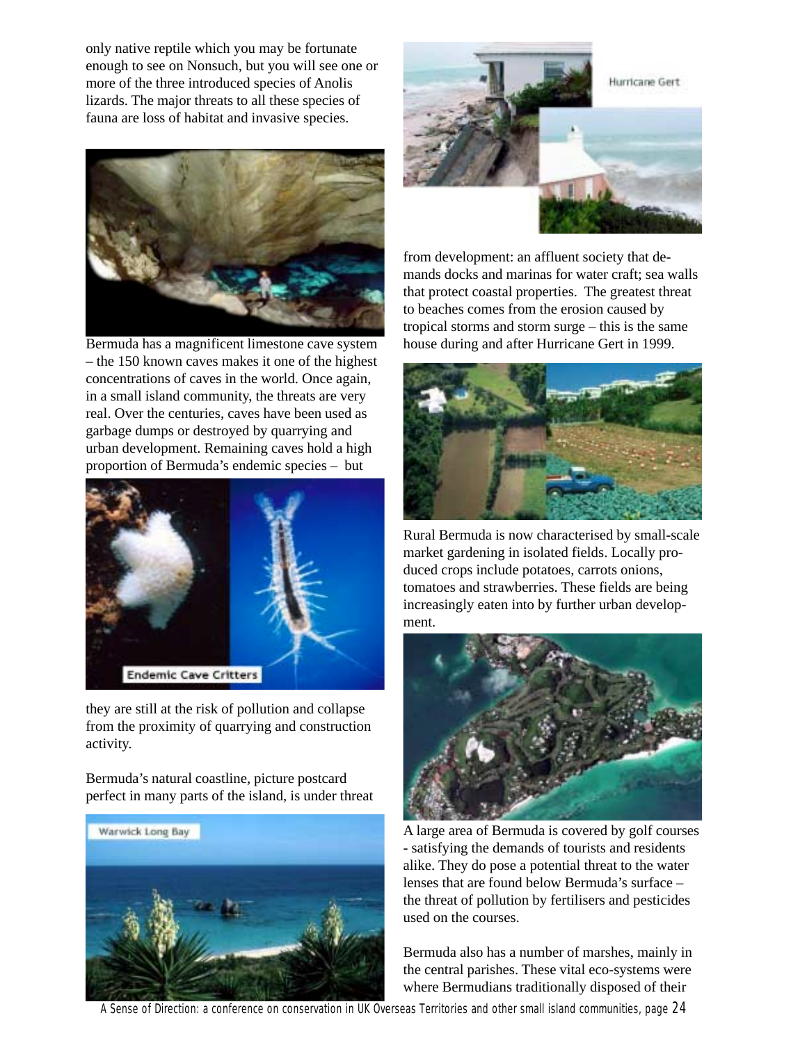only native reptile which you may be fortunate enough to see on Nonsuch, but you will see one or more of the three introduced species of Anolis lizards. The major threats to all these species of fauna are loss of habitat and invasive species.

Bermuda has a magnificent limestone cave system – the 150 known caves makes it one of the highest concentrations of caves in the world. Once again, in a small island community, the threats are very real. Over the centuries, caves have been used as garbage dumps or destroyed by quarrying and urban development. Remaining caves hold a high proportion of Bermuda's endemic species – but they are still at the risk of pollution and collapse from the proximity of quarrying and construction activity.

Endemic Cave Critters

Bermuda's natural coastline, picture postcard perfect in many parts of the island, is under threat from development: an affluent society that demands docks and marinas for water craft; sea walls that protect coastal properties. The greatest threat to beaches comes from the erosion caused by tropical storms and storm surge – this is the same house during and after Hurricane Gert in 1999.

Warwick Long Bay

Hurricane Gert

Rural Bermuda is now characterised by small-scale market gardening in isolated fields. Locally produced crops include potatoes, carrots onions, tomatoes and strawberries. These fields are being increasingly eaten into by further urban development.

A large area of Bermuda is covered by golf courses - satisfying the demands of tourists and residents alike. They do pose a potential threat to the water lenses that are found below Bermuda's surface – the threat of pollution by fertilisers and pesticides used on the courses.

Bermuda also has a number of marshes, mainly in the central parishes. These vital eco-systems were where Bermudians traditionally disposed of their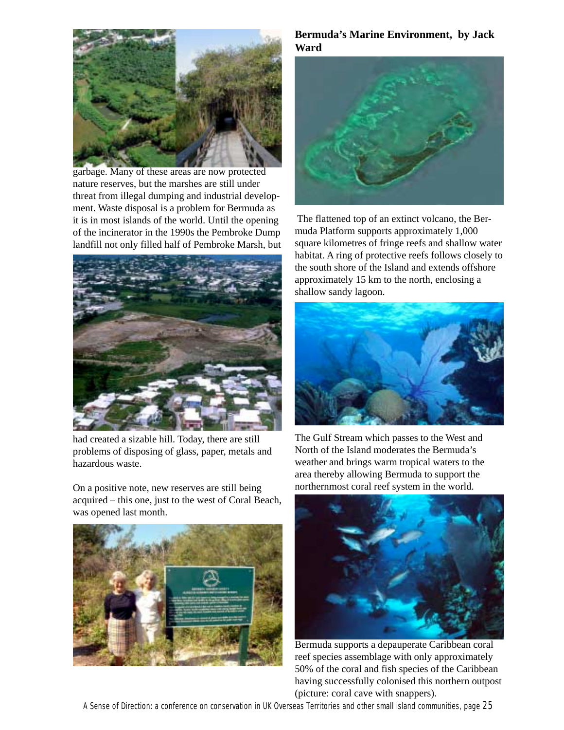garbage. Many of these areas are now protected nature reserves, but the marshes are still under threat from illegal dumping and industrial development. Waste disposal is a problem for Bermuda as it is in most islands of the world. Until the opening of the incinerator in the 1990s the Pembroke Dump landfill not only filled half of Pembroke Marsh, but had created a sizable hill. Today, there are still problems of disposing of glass, paper, metals and hazardous waste.

On a positive note, new reserves are still being acquired – this one, just to the west of Coral Beach, was opened last month.

**Bermuda's Marine Environment, by Jack Ward**

The flattened top of an extinct volcano, the Bermuda Platform supports approximately 1,000 square kilometres of fringe reefs and shallow water habitat. A ring of protective reefs follows closely to the south shore of the Island and extends offshore approximately 15 km to the north, enclosing a shallow sandy lagoon.

The Gulf Stream which passes to the West and North of the Island moderates the Bermuda's weather and brings warm tropical waters to the area thereby allowing Bermuda to support the northernmost coral reef system in the world.

Bermuda supports a depauperate Caribbean coral reef species assemblage with only approximately 50% of the coral and fish species of the Caribbean having successfully colonised this northern outpost (picture: coral cave with snappers).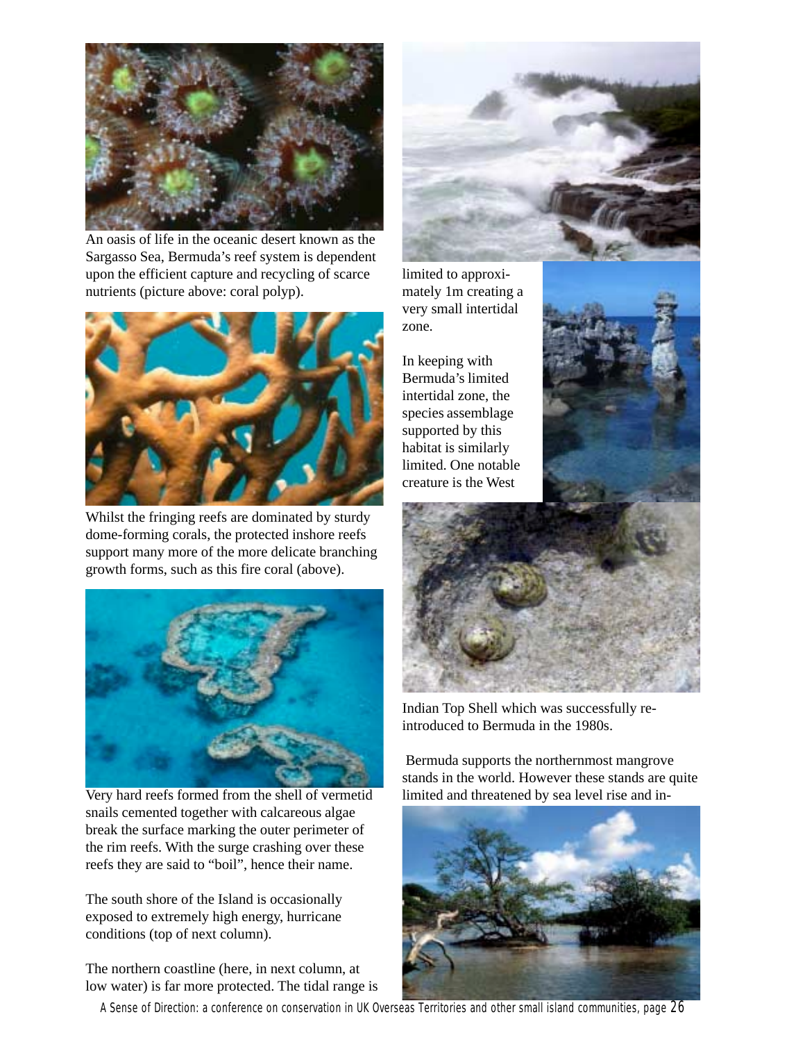An oasis of life in the oceanic desert known as the Sargasso Sea, Bermuda's reef system is dependent upon the efficient capture and recycling of scarce nutrients (picture above: coral polyp).

Whilst the fringing reefs are dominated by sturdy dome-forming corals, the protected inshore reefs support many more of the more delicate branching growth forms, such as this fire coral (above).

Very hard reefs formed from the shell of vermetid snails cemented together with calcareous algae break the surface marking the outer perimeter of the rim reefs. With the surge crashing over these reefs they are said to "boil", hence their name.

The south shore of the Island is occasionally exposed to extremely high energy, hurricane conditions (top of next column).

The northern coastline (here, in next column, at low water) is far more protected. The tidal range is limited to approximately 1m creating a very small intertidal zone.

In keeping with Bermuda's limited intertidal zone, the species assemblage supported by this habitat is similarly limited. One notable creature is the West Indian Top Shell which was successfully re-introduced to Bermuda in the 1980s.

Bermuda supports the northernmost mangrove stands in the world. However these stands are quite limited and threatened by sea level rise and in-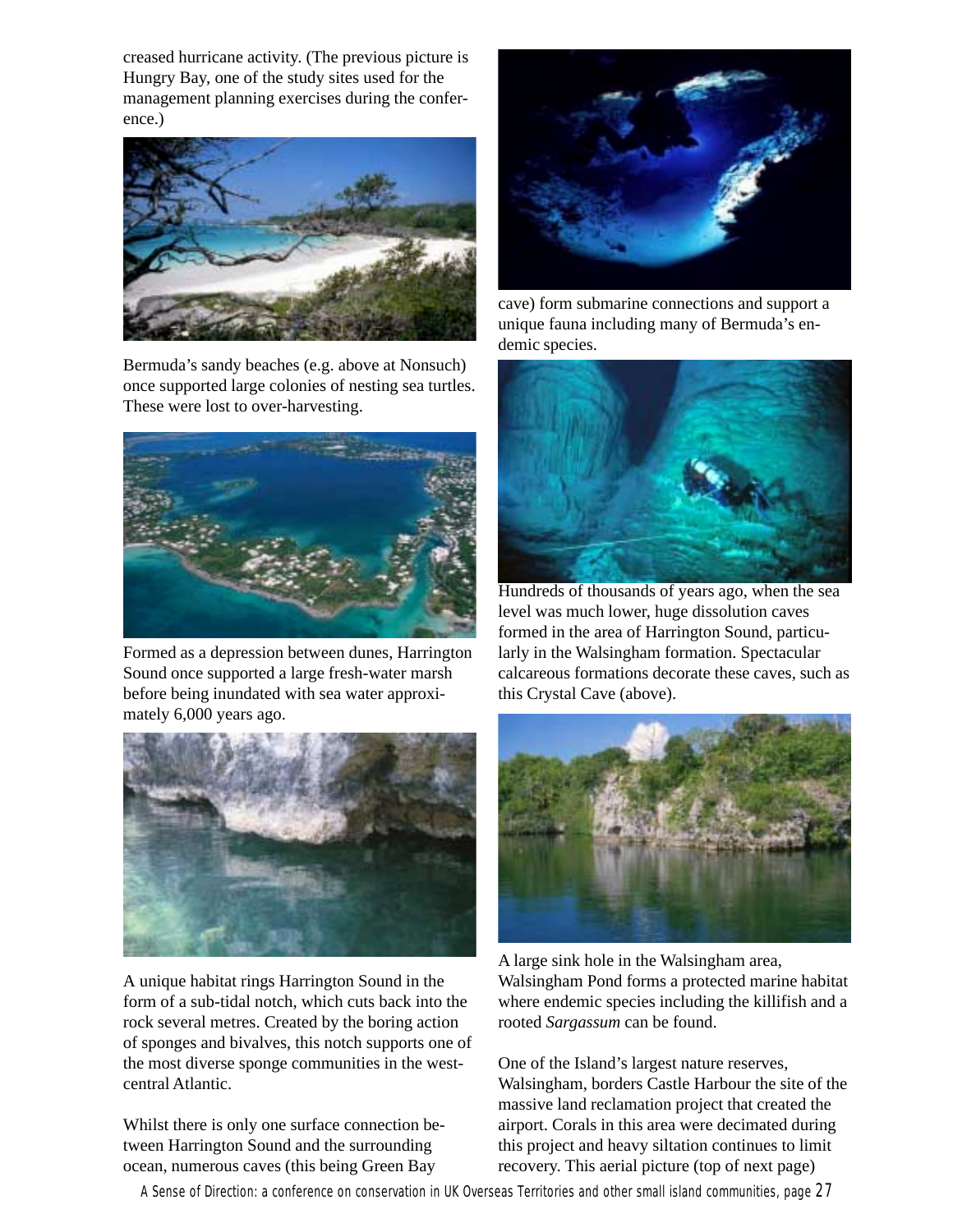creased hurricane activity. (The previous picture is Hungry Bay, one of the study sites used for the management planning exercises during the conference.)

Bermuda's sandy beaches (e.g. above at Nonsuch) once supported large colonies of nesting sea turtles. These were lost to over-harvesting.

Formed as a depression between dunes, Harrington Sound once supported a large fresh-water marsh before being inundated with sea water approximately 6,000 years ago.

A unique habitat rings Harrington Sound in the form of a sub-tidal notch, which cuts back into the rock several metres. Created by the boring action of sponges and bivalves, this notch supports one of the most diverse sponge communities in the west-central Atlantic.

Whilst there is only one surface connection between Harrington Sound and the surrounding ocean, numerous caves (this being Green Bay cave) form submarine connections and support a unique fauna including many of Bermuda's endemic species.

Hundreds of thousands of years ago, when the sea level was much lower, huge dissolution caves formed in the area of Harrington Sound, particularly in the Walsingham formation. Spectacular calcareous formations decorate these caves, such as this Crystal Cave (above).

A large sink hole in the Walsingham area, Walsingham Pond forms a protected marine habitat where endemic species including the killifish and a rooted *Sargassum* can be found.

One of the Island's largest nature reserves, Walsingham, borders Castle Harbour the site of the massive land reclamation project that created the airport. Corals in this area were decimated during this project and heavy siltation continues to limit recovery. This aerial picture (top of next page)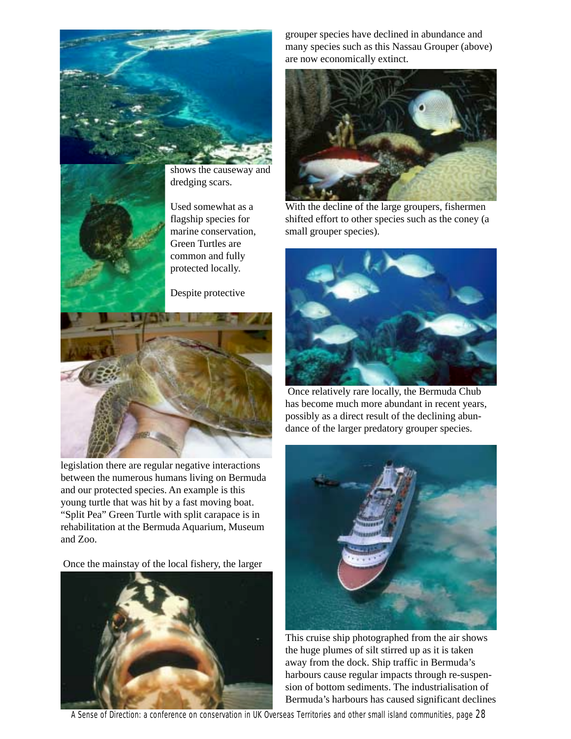shows the causeway and dredging scars.

Used somewhat as a flagship species for marine conservation, Green Turtles are common and fully protected locally.

Despite protective legislation there are regular negative interactions between the numerous humans living on Bermuda and our protected species. An example is this young turtle that was hit by a fast moving boat. "Split Pea" Green Turtle with split carapace is in rehabilitation at the Bermuda Aquarium, Museum and Zoo.

Once the mainstay of the local fishery, the larger grouper species have declined in abundance and many species such as this Nassau Grouper (above) are now economically extinct.

With the decline of the large groupers, fishermen shifted effort to other species such as the coney (a small grouper species).

Once relatively rare locally, the Bermuda Chub has become much more abundant in recent years, possibly as a direct result of the declining abundance of the larger predatory grouper species.

This cruise ship photographed from the air shows the huge plumes of silt stirred up as it is taken away from the dock. Ship traffic in Bermuda's harbours cause regular impacts through re-suspension of bottom sediments. The industrialisation of Bermuda's harbours has caused significant declines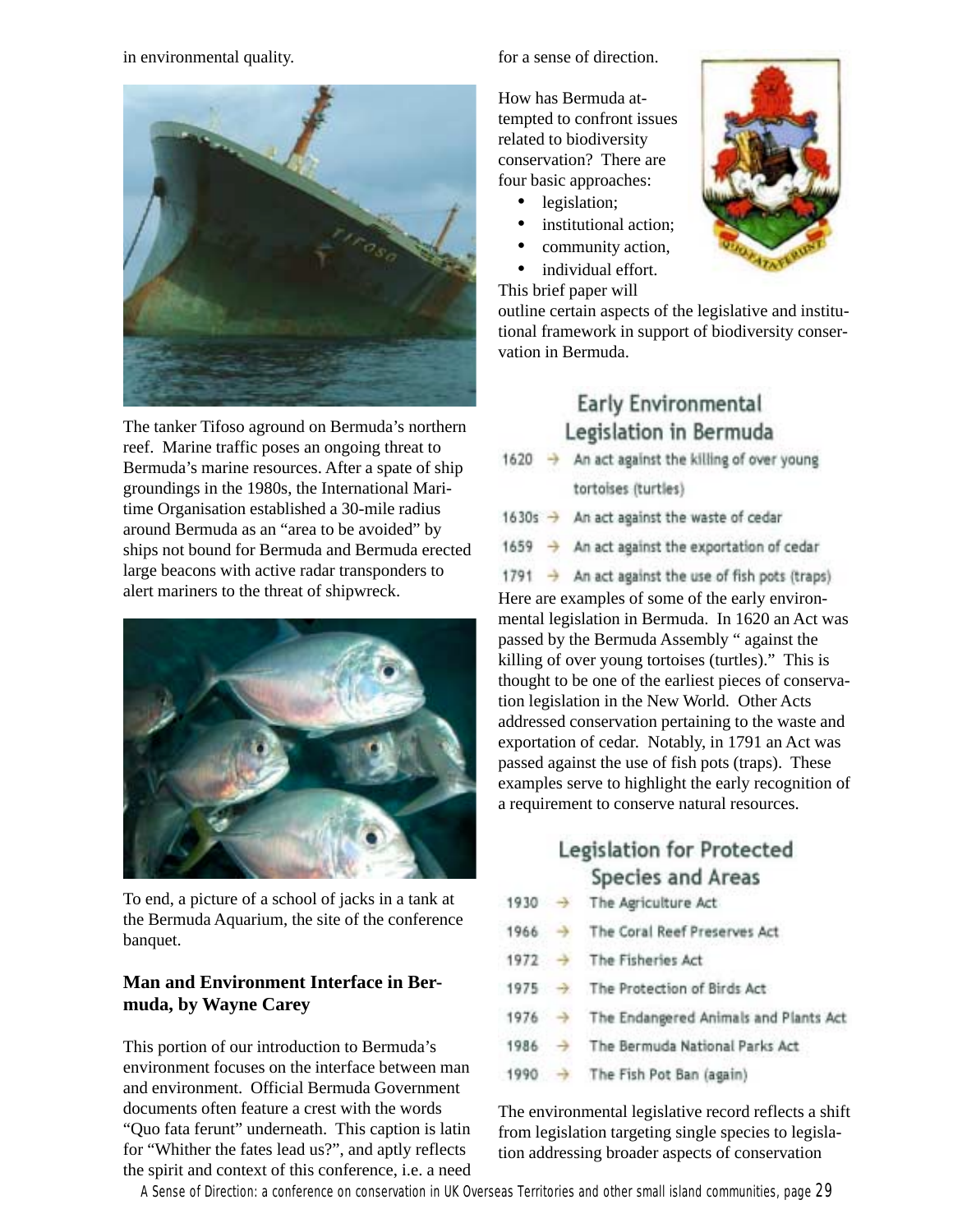in environmental quality.

The tanker Tifoso aground on Bermuda's northern reef. Marine traffic poses an ongoing threat to Bermuda's marine resources. After a spate of ship groundings in the 1980s, the International Maritime Organisation established a 30-mile radius around Bermuda as an "area to be avoided" by ships not bound for Bermuda and Bermuda erected large beacons with active radar transponders to alert mariners to the threat of shipwreck.

To end, a picture of a school of jacks in a tank at the Bermuda Aquarium, the site of the conference banquet.

### Man and Environment Interface in Bermuda, by Wayne Carey

This portion of our introduction to Bermuda's environment focuses on the interface between man and environment. Official Bermuda Government documents often feature a crest with the words "Quo fata ferunt" underneath. This caption is latin for "Whither the fates lead us?", and aptly reflects the spirit and context of this conference, i.e. a need for a sense of direction.

How has Bermuda attempted to confront issues related to biodiversity conservation? There are four basic approaches:

- legislation;
- institutional action;
- community action,
- individual effort.

This brief paper will outline certain aspects of the legislative and institutional framework in support of biodiversity conservation in Bermuda.

#### Early Environmental Legislation in Bermuda

- 1620 → An act against the killing of over young tortoises (turtles)
- 1630s → An act against the waste of cedar
- 1659 → An act against the exportation of cedar
- 1791 → An act against the use of fish pots (traps)

Here are examples of some of the early environmental legislation in Bermuda. In 1620 an Act was passed by the Bermuda Assembly " against the killing of over young tortoises (turtles)." This is thought to be one of the earliest pieces of conservation legislation in the New World. Other Acts addressed conservation pertaining to the waste and exportation of cedar. Notably, in 1791 an Act was passed against the use of fish pots (traps). These examples serve to highlight the early recognition of a requirement to conserve natural resources.

#### Legislation for Protected Species and Areas

- 1930 → The Agriculture Act
- 1966 → The Coral Reef Preserves Act
- 1972 → The Fisheries Act
- 1975 → The Protection of Birds Act
- 1976 → The Endangered Animals and Plants Act
- 1986 → The Bermuda National Parks Act
- 1990 → The Fish Pot Ban (again)

The environmental legislative record reflects a shift from legislation targeting single species to legislation addressing broader aspects of conservation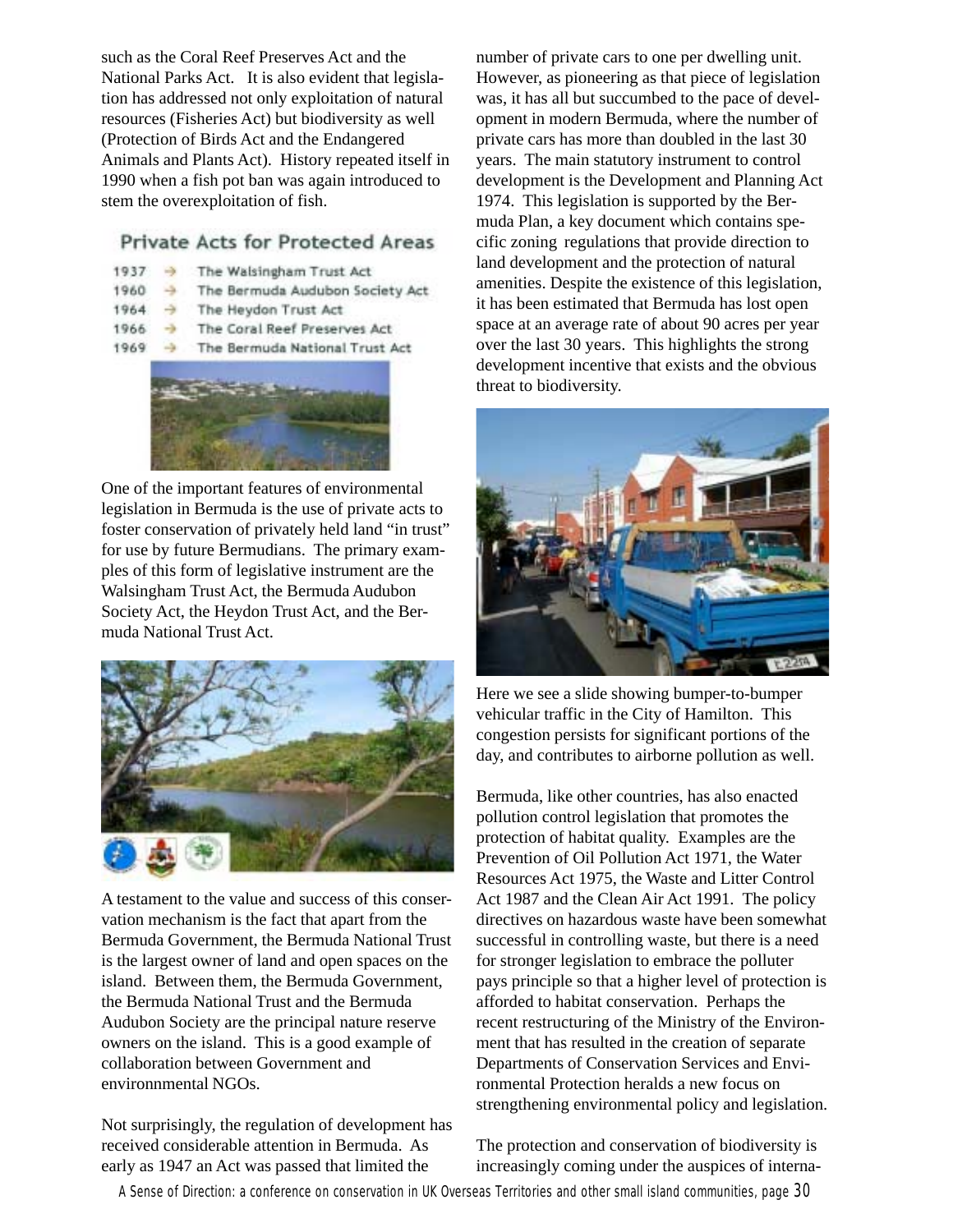such as the Coral Reef Preserves Act and the National Parks Act. It is also evident that legislation has addressed not only exploitation of natural resources (Fisheries Act) but biodiversity as well (Protection of Birds Act and the Endangered Animals and Plants Act). History repeated itself in 1990 when a fish pot ban was again introduced to stem the overexploitation of fish.

### Private Acts for Protected Areas

- 1937 → The Walsingham Trust Act
- 1960 → The Bermuda Audubon Society Act
- 1964 → The Heydon Trust Act
- 1966 → The Coral Reef Preserves Act
- 1969 → The Bermuda National Trust Act

One of the important features of environmental legislation in Bermuda is the use of private acts to foster conservation of privately held land "in trust" for use by future Bermudians. The primary examples of this form of legislative instrument are the Walsingham Trust Act, the Bermuda Audubon Society Act, the Heydon Trust Act, and the Bermuda National Trust Act.

A testament to the value and success of this conservation mechanism is the fact that apart from the Bermuda Government, the Bermuda National Trust is the largest owner of land and open spaces on the island. Between them, the Bermuda Government, the Bermuda National Trust and the Bermuda Audubon Society are the principal nature reserve owners on the island. This is a good example of collaboration between Government and environnmental NGOs.

Not surprisingly, the regulation of development has received considerable attention in Bermuda. As early as 1947 an Act was passed that limited the number of private cars to one per dwelling unit. However, as pioneering as that piece of legislation was, it has all but succumbed to the pace of development in modern Bermuda, where the number of private cars has more than doubled in the last 30 years. The main statutory instrument to control development is the Development and Planning Act 1974. This legislation is supported by the Bermuda Plan, a key document which contains specific zoning regulations that provide direction to land development and the protection of natural amenities. Despite the existence of this legislation, it has been estimated that Bermuda has lost open space at an average rate of about 90 acres per year over the last 30 years. This highlights the strong development incentive that exists and the obvious threat to biodiversity.

Here we see a slide showing bumper-to-bumper vehicular traffic in the City of Hamilton. This congestion persists for significant portions of the day, and contributes to airborne pollution as well.

Bermuda, like other countries, has also enacted pollution control legislation that promotes the protection of habitat quality. Examples are the Prevention of Oil Pollution Act 1971, the Water Resources Act 1975, the Waste and Litter Control Act 1987 and the Clean Air Act 1991. The policy directives on hazardous waste have been somewhat successful in controlling waste, but there is a need for stronger legislation to embrace the polluter pays principle so that a higher level of protection is afforded to habitat conservation. Perhaps the recent restructuring of the Ministry of the Environment that has resulted in the creation of separate Departments of Conservation Services and Environmental Protection heralds a new focus on strengthening environmental policy and legislation.

The protection and conservation of biodiversity is increasingly coming under the auspices of interna-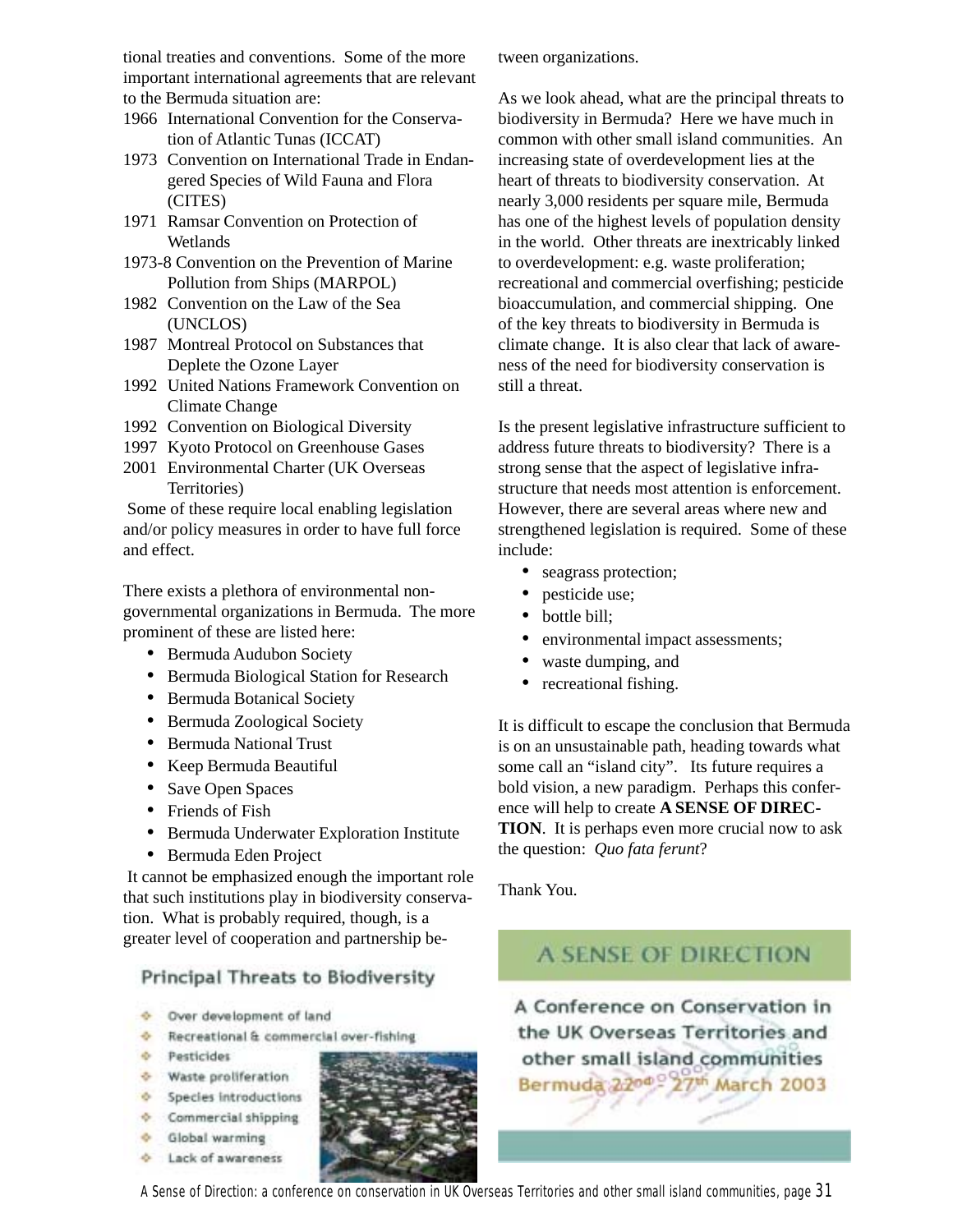tional treaties and conventions. Some of the more important international agreements that are relevant to the Bermuda situation are:

1966 International Convention for the Conservation of Atlantic Tunas (ICCAT)
1973 Convention on International Trade in Endangered Species of Wild Fauna and Flora (CITES)
1971 Ramsar Convention on Protection of Wetlands
1973-8 Convention on the Prevention of Marine Pollution from Ships (MARPOL)
1982 Convention on the Law of the Sea (UNCLOS)
1987 Montreal Protocol on Substances that Deplete the Ozone Layer
1992 United Nations Framework Convention on Climate Change
1992 Convention on Biological Diversity
1997 Kyoto Protocol on Greenhouse Gases
2001 Environmental Charter (UK Overseas Territories)

Some of these require local enabling legislation and/or policy measures in order to have full force and effect.

There exists a plethora of environmental non-governmental organizations in Bermuda. The more prominent of these are listed here:

- Bermuda Audubon Society
- Bermuda Biological Station for Research
- Bermuda Botanical Society
- Bermuda Zoological Society
- Bermuda National Trust
- Keep Bermuda Beautiful
- Save Open Spaces
- Friends of Fish
- Bermuda Underwater Exploration Institute
- Bermuda Eden Project

It cannot be emphasized enough the important role that such institutions play in biodiversity conservation. What is probably required, though, is a greater level of cooperation and partnership between organizations.

**Principal Threats to Biodiversity**

- Over development of land
- Recreational & commercial over-fishing
- Pesticides
- Waste proliferation
- Species introductions
- Commercial shipping
- Global warming
- Lack of awareness

As we look ahead, what are the principal threats to biodiversity in Bermuda? Here we have much in common with other small island communities. An increasing state of overdevelopment lies at the heart of threats to biodiversity conservation. At nearly 3,000 residents per square mile, Bermuda has one of the highest levels of population density in the world. Other threats are inextricably linked to overdevelopment: e.g. waste proliferation; recreational and commercial overfishing; pesticide bioaccumulation, and commercial shipping. One of the key threats to biodiversity in Bermuda is climate change. It is also clear that lack of awareness of the need for biodiversity conservation is still a threat.

Is the present legislative infrastructure sufficient to address future threats to biodiversity? There is a strong sense that the aspect of legislative infrastructure that needs most attention is enforcement. However, there are several areas where new and strengthened legislation is required. Some of these include:

- seagrass protection;
- pesticide use;
- bottle bill;
- environmental impact assessments;
- waste dumping, and
- recreational fishing.

It is difficult to escape the conclusion that Bermuda is on an unsustainable path, heading towards what some call an "island city". Its future requires a bold vision, a new paradigm. Perhaps this conference will help to create **A SENSE OF DIRECTION**. It is perhaps even more crucial now to ask the question: *Quo fata ferunt*?

Thank You.

A SENSE OF DIRECTION

A Conference on Conservation in the UK Overseas Territories and other small island communities
Bermuda 22nd - 27th March 2003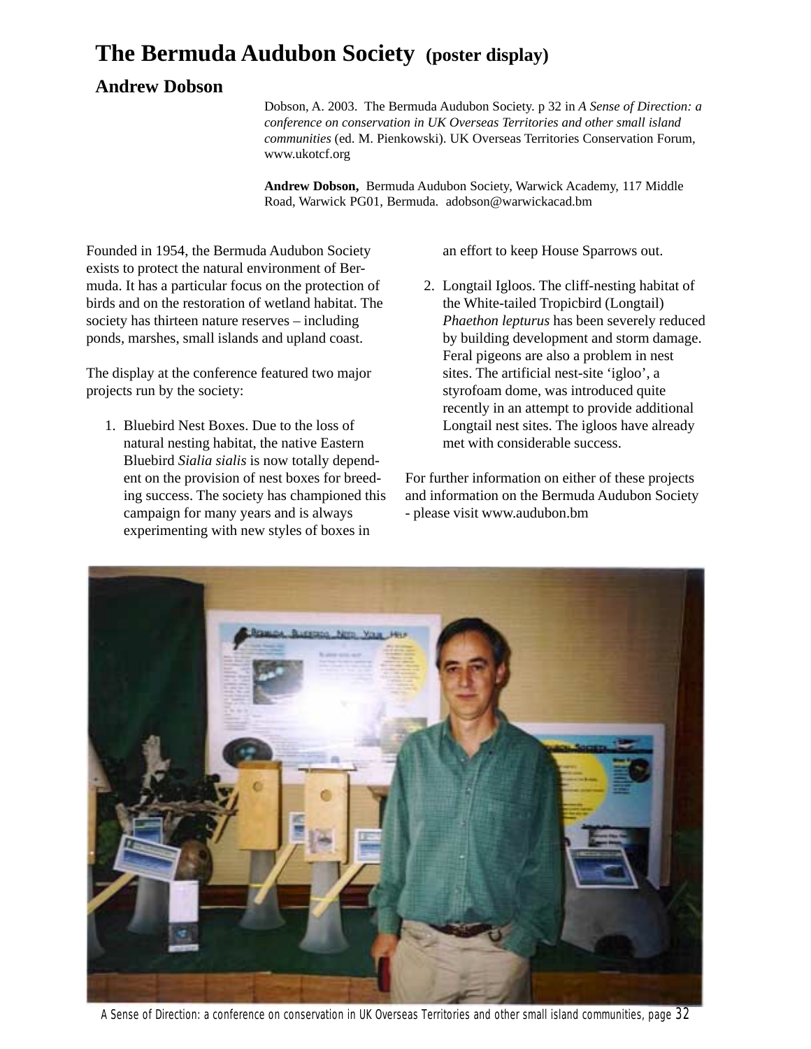# The Bermuda Audubon Society (poster display)

## Andrew Dobson

Dobson, A. 2003. The Bermuda Audubon Society. p 32 in *A Sense of Direction: a conference on conservation in UK Overseas Territories and other small island communities* (ed. M. Pienkowski). UK Overseas Territories Conservation Forum, www.ukotcf.org

**Andrew Dobson,** Bermuda Audubon Society, Warwick Academy, 117 Middle Road, Warwick PG01, Bermuda. adobson@warwickacad.bm

Founded in 1954, the Bermuda Audubon Society exists to protect the natural environment of Bermuda. It has a particular focus on the protection of birds and on the restoration of wetland habitat. The society has thirteen nature reserves – including ponds, marshes, small islands and upland coast.

The display at the conference featured two major projects run by the society:

1. Bluebird Nest Boxes. Due to the loss of natural nesting habitat, the native Eastern Bluebird *Sialia sialis* is now totally dependent on the provision of nest boxes for breeding success. The society has championed this campaign for many years and is always experimenting with new styles of boxes in an effort to keep House Sparrows out.

2. Longtail Igloos. The cliff-nesting habitat of the White-tailed Tropicbird (Longtail) *Phaethon lepturus* has been severely reduced by building development and storm damage. Feral pigeons are also a problem in nest sites. The artificial nest-site 'igloo', a styrofoam dome, was introduced quite recently in an attempt to provide additional Longtail nest sites. The igloos have already met with considerable success.

For further information on either of these projects and information on the Bermuda Audubon Society - please visit www.audubon.bm